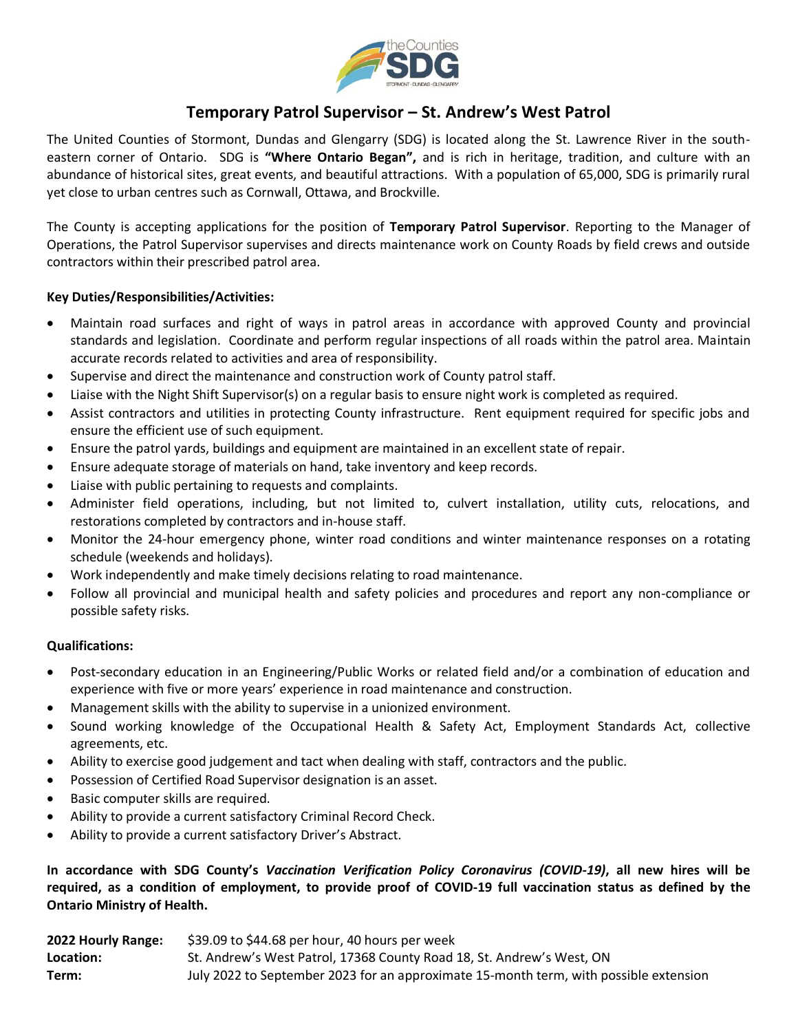# Temporary Patrol Supervisor – St. Andrew's West Patrol

The United Counties of Stormont, Dundas and Glengarry (SDG) is located along the St. Lawrence River in the south-eastern corner of Ontario. SDG is **"Where Ontario Began",** and is rich in heritage, tradition, and culture with an abundance of historical sites, great events, and beautiful attractions. With a population of 65,000, SDG is primarily rural yet close to urban centres such as Cornwall, Ottawa, and Brockville.

The County is accepting applications for the position of **Temporary Patrol Supervisor**. Reporting to the Manager of Operations, the Patrol Supervisor supervises and directs maintenance work on County Roads by field crews and outside contractors within their prescribed patrol area.

**Key Duties/Responsibilities/Activities:**

- Maintain road surfaces and right of ways in patrol areas in accordance with approved County and provincial standards and legislation. Coordinate and perform regular inspections of all roads within the patrol area. Maintain accurate records related to activities and area of responsibility.
- Supervise and direct the maintenance and construction work of County patrol staff.
- Liaise with the Night Shift Supervisor(s) on a regular basis to ensure night work is completed as required.
- Assist contractors and utilities in protecting County infrastructure. Rent equipment required for specific jobs and ensure the efficient use of such equipment.
- Ensure the patrol yards, buildings and equipment are maintained in an excellent state of repair.
- Ensure adequate storage of materials on hand, take inventory and keep records.
- Liaise with public pertaining to requests and complaints.
- Administer field operations, including, but not limited to, culvert installation, utility cuts, relocations, and restorations completed by contractors and in-house staff.
- Monitor the 24-hour emergency phone, winter road conditions and winter maintenance responses on a rotating schedule (weekends and holidays).
- Work independently and make timely decisions relating to road maintenance.
- Follow all provincial and municipal health and safety policies and procedures and report any non-compliance or possible safety risks.

**Qualifications:**

- Post-secondary education in an Engineering/Public Works or related field and/or a combination of education and experience with five or more years' experience in road maintenance and construction.
- Management skills with the ability to supervise in a unionized environment.
- Sound working knowledge of the Occupational Health & Safety Act, Employment Standards Act, collective agreements, etc.
- Ability to exercise good judgement and tact when dealing with staff, contractors and the public.
- Possession of Certified Road Supervisor designation is an asset.
- Basic computer skills are required.
- Ability to provide a current satisfactory Criminal Record Check.
- Ability to provide a current satisfactory Driver's Abstract.

**In accordance with SDG County's *Vaccination Verification Policy Coronavirus (COVID-19)*, all new hires will be required, as a condition of employment, to provide proof of COVID-19 full vaccination status as defined by the Ontario Ministry of Health.**

**2022 Hourly Range:** $39.09 to $44.68 per hour, 40 hours per week
**Location:** St. Andrew's West Patrol, 17368 County Road 18, St. Andrew's West, ON
**Term:** July 2022 to September 2023 for an approximate 15-month term, with possible extension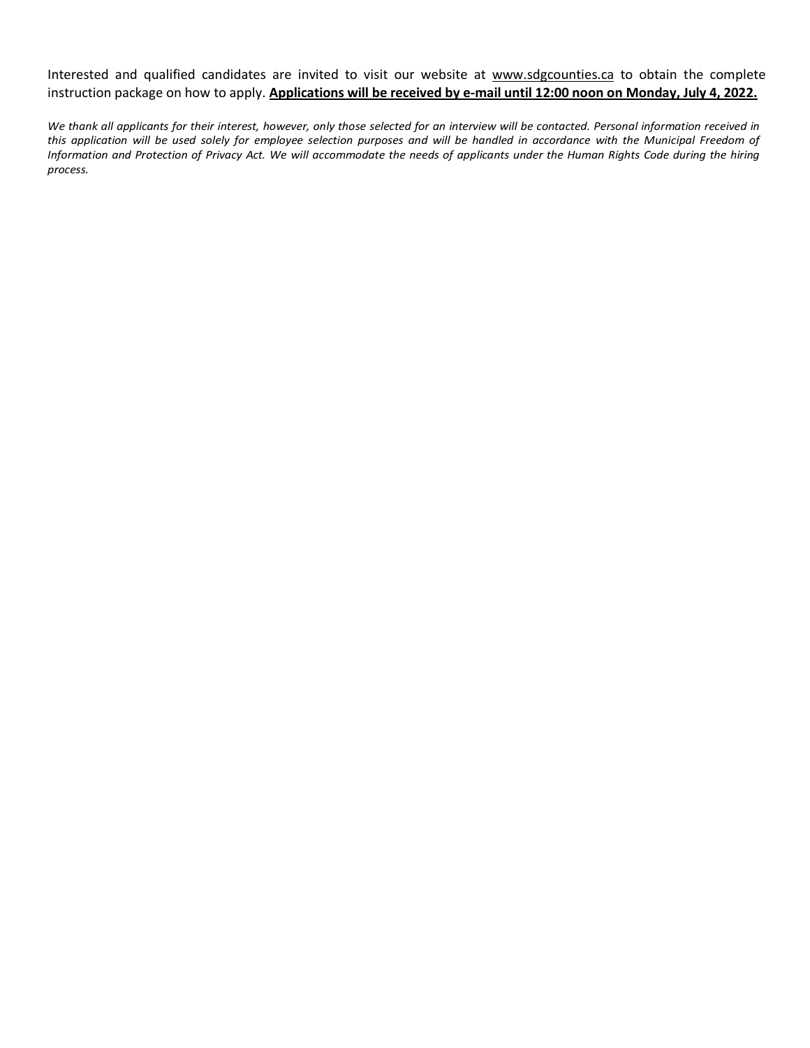Interested and qualified candidates are invited to visit our website at www.sdgcounties.ca to obtain the complete instruction package on how to apply. **Applications will be received by e-mail until 12:00 noon on Monday, July 4, 2022.**

*We thank all applicants for their interest, however, only those selected for an interview will be contacted. Personal information received in this application will be used solely for employee selection purposes and will be handled in accordance with the Municipal Freedom of Information and Protection of Privacy Act. We will accommodate the needs of applicants under the Human Rights Code during the hiring process.*